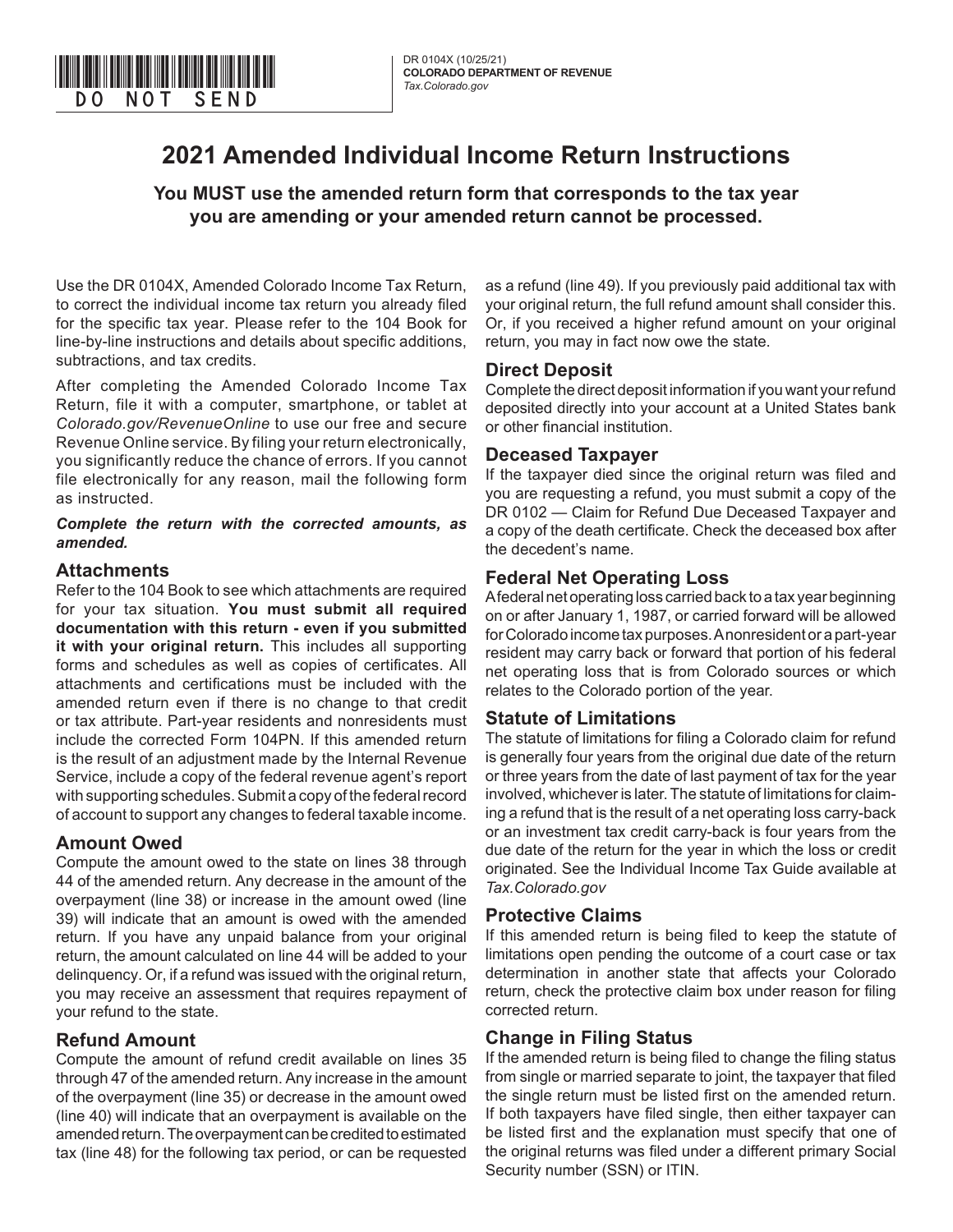DO NOT SEND

DR 0104X (10/25/21)
**COLORADO DEPARTMENT OF REVENUE**
*Tax.Colorado.gov*

# 2021 Amended Individual Income Return Instructions

**You MUST use the amended return form that corresponds to the tax year you are amending or your amended return cannot be processed.**

Use the DR 0104X, Amended Colorado Income Tax Return, to correct the individual income tax return you already filed for the specific tax year. Please refer to the 104 Book for line-by-line instructions and details about specific additions, subtractions, and tax credits.

After completing the Amended Colorado Income Tax Return, file it with a computer, smartphone, or tablet at *Colorado.gov/RevenueOnline* to use our free and secure Revenue Online service. By filing your return electronically, you significantly reduce the chance of errors. If you cannot file electronically for any reason, mail the following form as instructed.

***Complete the return with the corrected amounts, as amended.***

## Attachments

Refer to the 104 Book to see which attachments are required for your tax situation. **You must submit all required documentation with this return - even if you submitted it with your original return.** This includes all supporting forms and schedules as well as copies of certificates. All attachments and certifications must be included with the amended return even if there is no change to that credit or tax attribute. Part-year residents and nonresidents must include the corrected Form 104PN. If this amended return is the result of an adjustment made by the Internal Revenue Service, include a copy of the federal revenue agent's report with supporting schedules. Submit a copy of the federal record of account to support any changes to federal taxable income.

## Amount Owed

Compute the amount owed to the state on lines 38 through 44 of the amended return. Any decrease in the amount of the overpayment (line 38) or increase in the amount owed (line 39) will indicate that an amount is owed with the amended return. If you have any unpaid balance from your original return, the amount calculated on line 44 will be added to your delinquency. Or, if a refund was issued with the original return, you may receive an assessment that requires repayment of your refund to the state.

## Refund Amount

Compute the amount of refund credit available on lines 35 through 47 of the amended return. Any increase in the amount of the overpayment (line 35) or decrease in the amount owed (line 40) will indicate that an overpayment is available on the amended return. The overpayment can be credited to estimated tax (line 48) for the following tax period, or can be requested as a refund (line 49). If you previously paid additional tax with your original return, the full refund amount shall consider this. Or, if you received a higher refund amount on your original return, you may in fact now owe the state.

## Direct Deposit

Complete the direct deposit information if you want your refund deposited directly into your account at a United States bank or other financial institution.

## Deceased Taxpayer

If the taxpayer died since the original return was filed and you are requesting a refund, you must submit a copy of the DR 0102 — Claim for Refund Due Deceased Taxpayer and a copy of the death certificate. Check the deceased box after the decedent's name.

## Federal Net Operating Loss

A federal net operating loss carried back to a tax year beginning on or after January 1, 1987, or carried forward will be allowed for Colorado income tax purposes. A nonresident or a part-year resident may carry back or forward that portion of his federal net operating loss that is from Colorado sources or which relates to the Colorado portion of the year.

## Statute of Limitations

The statute of limitations for filing a Colorado claim for refund is generally four years from the original due date of the return or three years from the date of last payment of tax for the year involved, whichever is later. The statute of limitations for claiming a refund that is the result of a net operating loss carry-back or an investment tax credit carry-back is four years from the due date of the return for the year in which the loss or credit originated. See the Individual Income Tax Guide available at *Tax.Colorado.gov*

## Protective Claims

If this amended return is being filed to keep the statute of limitations open pending the outcome of a court case or tax determination in another state that affects your Colorado return, check the protective claim box under reason for filing corrected return.

## Change in Filing Status

If the amended return is being filed to change the filing status from single or married separate to joint, the taxpayer that filed the single return must be listed first on the amended return. If both taxpayers have filed single, then either taxpayer can be listed first and the explanation must specify that one of the original returns was filed under a different primary Social Security number (SSN) or ITIN.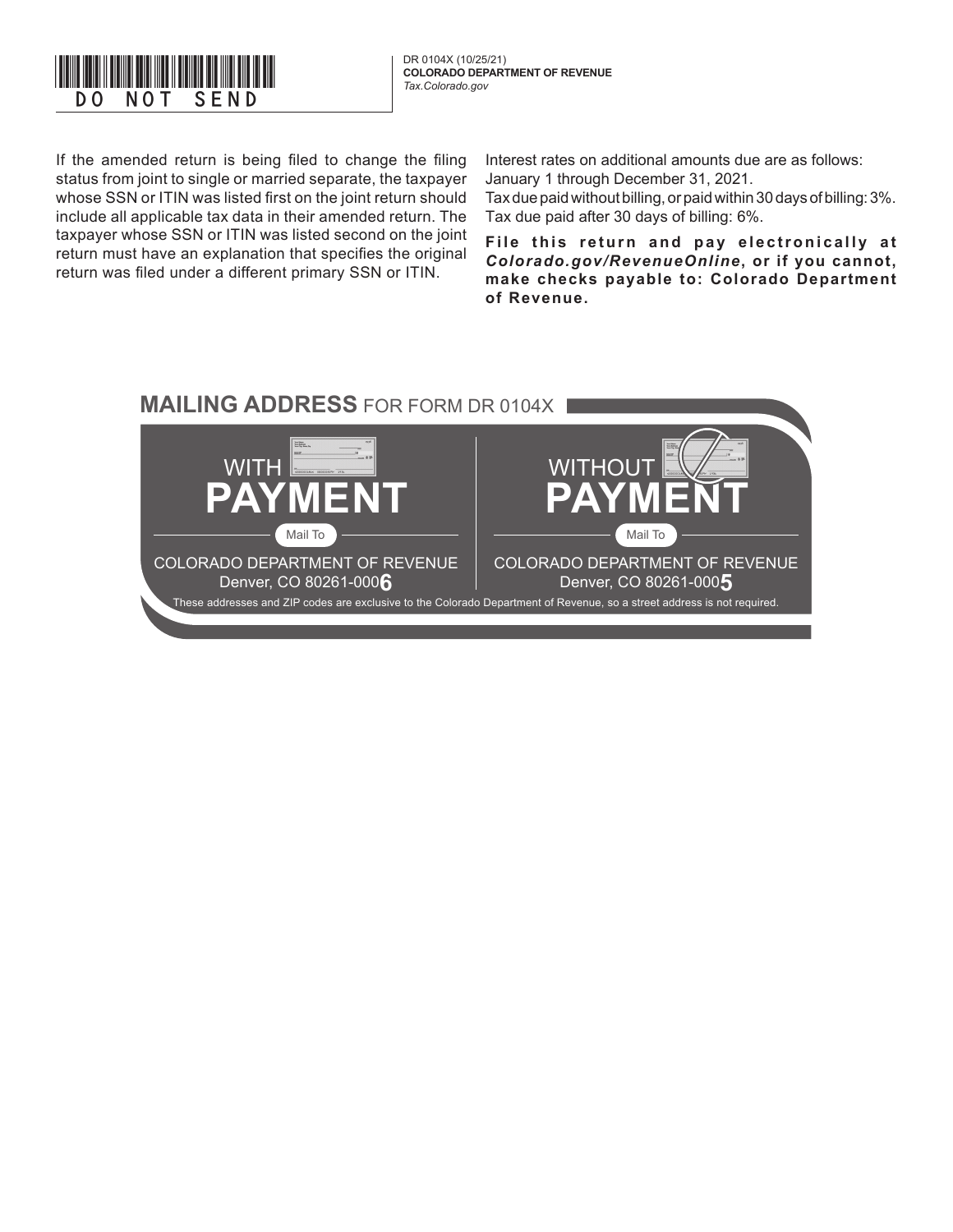DO NOT SEND

DR 0104X (10/25/21)
**COLORADO DEPARTMENT OF REVENUE**
*Tax.Colorado.gov*

If the amended return is being filed to change the filing status from joint to single or married separate, the taxpayer whose SSN or ITIN was listed first on the joint return should include all applicable tax data in their amended return. The taxpayer whose SSN or ITIN was listed second on the joint return must have an explanation that specifies the original return was filed under a different primary SSN or ITIN.

Interest rates on additional amounts due are as follows:
January 1 through December 31, 2021.
Tax due paid without billing, or paid within 30 days of billing: 3%.
Tax due paid after 30 days of billing: 6%.

**File this return and pay electronically at *Colorado.gov/RevenueOnline*, or if you cannot, make checks payable to: Colorado Department of Revenue.**

## MAILING ADDRESS FOR FORM DR 0104X

| WITH PAYMENT | WITHOUT PAYMENT |
|---|---|
| Mail To | Mail To |
| COLORADO DEPARTMENT OF REVENUE<br>Denver, CO 80261-0006 | COLORADO DEPARTMENT OF REVENUE<br>Denver, CO 80261-0005 |

These addresses and ZIP codes are exclusive to the Colorado Department of Revenue, so a street address is not required.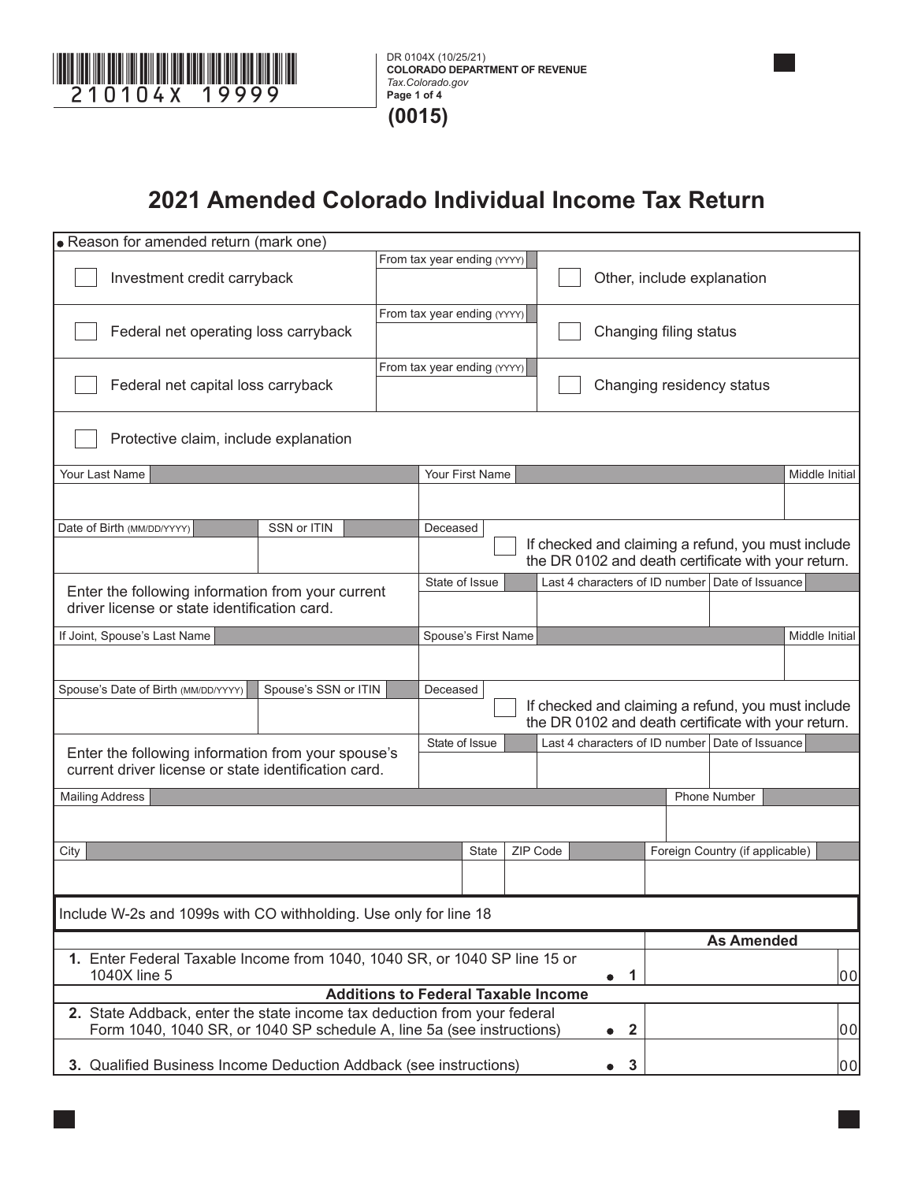210104X 19999

DR 0104X (10/25/21)
**COLORADO DEPARTMENT OF REVENUE**
*Tax.Colorado.gov*

**(0015)**

# 2021 Amended Colorado Individual Income Tax Return

| • Reason for amended return (mark one) | | |
|---|---|---|
| ☐ Investment credit carryback | From tax year ending (YYYY) | ☐ Other, include explanation |
| ☐ Federal net operating loss carryback | From tax year ending (YYYY) | ☐ Changing filing status |
| ☐ Federal net capital loss carryback | From tax year ending (YYYY) | ☐ Changing residency status |
| ☐ Protective claim, include explanation | | |

| Your Last Name | | Your First Name | | Middle Initial |
|---|---|---|---|---|
| | | | | |
| **Date of Birth** (MM/DD/YYYY) | **SSN or ITIN** | **Deceased** ☐ If checked and claiming a refund, you must include the DR 0102 and death certificate with your return. | | |
| Enter the following information from your current driver license or state identification card. | | State of Issue | Last 4 characters of ID number | Date of Issuance |
| **If Joint, Spouse's Last Name** | | Spouse's First Name | | Middle Initial |
| | | | | |
| **Spouse's Date of Birth** (MM/DD/YYYY) | **Spouse's SSN or ITIN** | **Deceased** ☐ If checked and claiming a refund, you must include the DR 0102 and death certificate with your return. | | |
| Enter the following information from your spouse's current driver license or state identification card. | | State of Issue | Last 4 characters of ID number | Date of Issuance |

| Mailing Address | | | Phone Number |
|---|---|---|---|
| | | | |
| **City** | **State** | **ZIP Code** | **Foreign Country (if applicable)** |
| | | | |

Include W-2s and 1099s with CO withholding. Use only for line 18

| | | As Amended |
|---|---|---|
| 1. Enter Federal Taxable Income from 1040, 1040 SR, or 1040 SP line 15 or 1040X line 5 | • 1 | 00 |
| **Additions to Federal Taxable Income** | | |
| 2. State Addback, enter the state income tax deduction from your federal Form 1040, 1040 SR, or 1040 SP schedule A, line 5a (see instructions) | • 2 | 00 |
| 3. Qualified Business Income Deduction Addback (see instructions) | • 3 | 00 |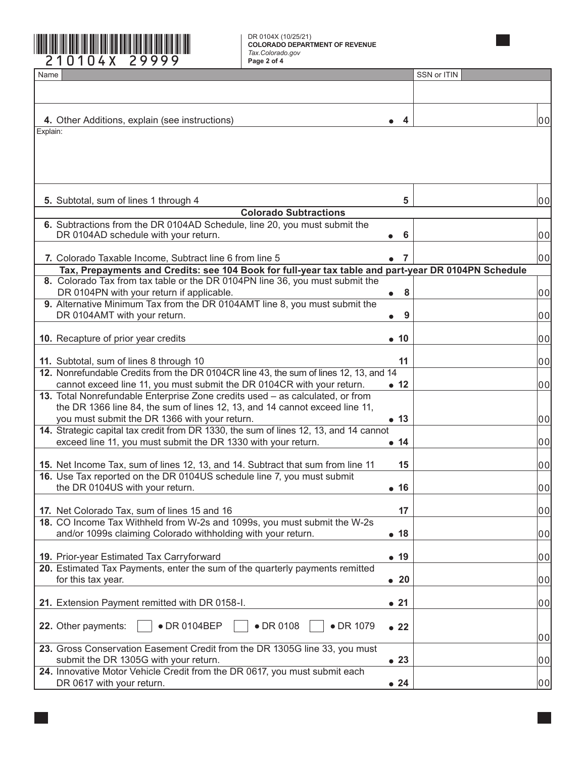DR 0104X (10/25/21)
**COLORADO DEPARTMENT OF REVENUE**
*Tax.Colorado.gov*
**Page 2 of 4**

210104X 29999

| Name | SSN or ITIN |
|---|---|
| | |

| | | | |
|---|---|---|---|
| **4.** Other Additions, explain (see instructions) | • 4 | | 00 |
| Explain: | | | |
| **5.** Subtotal, sum of lines 1 through 4 | 5 | | 00 |
| **Colorado Subtractions** | | | |
| **6.** Subtractions from the DR 0104AD Schedule, line 20, you must submit the DR 0104AD schedule with your return. | • 6 | | 00 |
| **7.** Colorado Taxable Income, Subtract line 6 from line 5 | • 7 | | 00 |
| **Tax, Prepayments and Credits: see 104 Book for full-year tax table and part-year DR 0104PN Schedule** | | | |
| **8.** Colorado Tax from tax table or the DR 0104PN line 36, you must submit the DR 0104PN with your return if applicable. | • 8 | | 00 |
| **9.** Alternative Minimum Tax from the DR 0104AMT line 8, you must submit the DR 0104AMT with your return. | • 9 | | 00 |
| **10.** Recapture of prior year credits | • 10 | | 00 |
| **11.** Subtotal, sum of lines 8 through 10 | 11 | | 00 |
| **12.** Nonrefundable Credits from the DR 0104CR line 43, the sum of lines 12, 13, and 14 cannot exceed line 11, you must submit the DR 0104CR with your return. | • 12 | | 00 |
| **13.** Total Nonrefundable Enterprise Zone credits used – as calculated, or from the DR 1366 line 84, the sum of lines 12, 13, and 14 cannot exceed line 11, you must submit the DR 1366 with your return. | • 13 | | 00 |
| **14.** Strategic capital tax credit from DR 1330, the sum of lines 12, 13, and 14 cannot exceed line 11, you must submit the DR 1330 with your return. | • 14 | | 00 |
| **15.** Net Income Tax, sum of lines 12, 13, and 14. Subtract that sum from line 11 | 15 | | 00 |
| **16.** Use Tax reported on the DR 0104US schedule line 7, you must submit the DR 0104US with your return. | • 16 | | 00 |
| **17.** Net Colorado Tax, sum of lines 15 and 16 | 17 | | 00 |
| **18.** CO Income Tax Withheld from W-2s and 1099s, you must submit the W-2s and/or 1099s claiming Colorado withholding with your return. | • 18 | | 00 |
| **19.** Prior-year Estimated Tax Carryforward | • 19 | | 00 |
| **20.** Estimated Tax Payments, enter the sum of the quarterly payments remitted for this tax year. | • 20 | | 00 |
| **21.** Extension Payment remitted with DR 0158-I. | • 21 | | 00 |
| **22.** Other payments: ☐ • DR 0104BEP ☐ • DR 0108 ☐ • DR 1079 | • 22 | | 00 |
| **23.** Gross Conservation Easement Credit from the DR 1305G line 33, you must submit the DR 1305G with your return. | • 23 | | 00 |
| **24.** Innovative Motor Vehicle Credit from the DR 0617, you must submit each DR 0617 with your return. | • 24 | | 00 |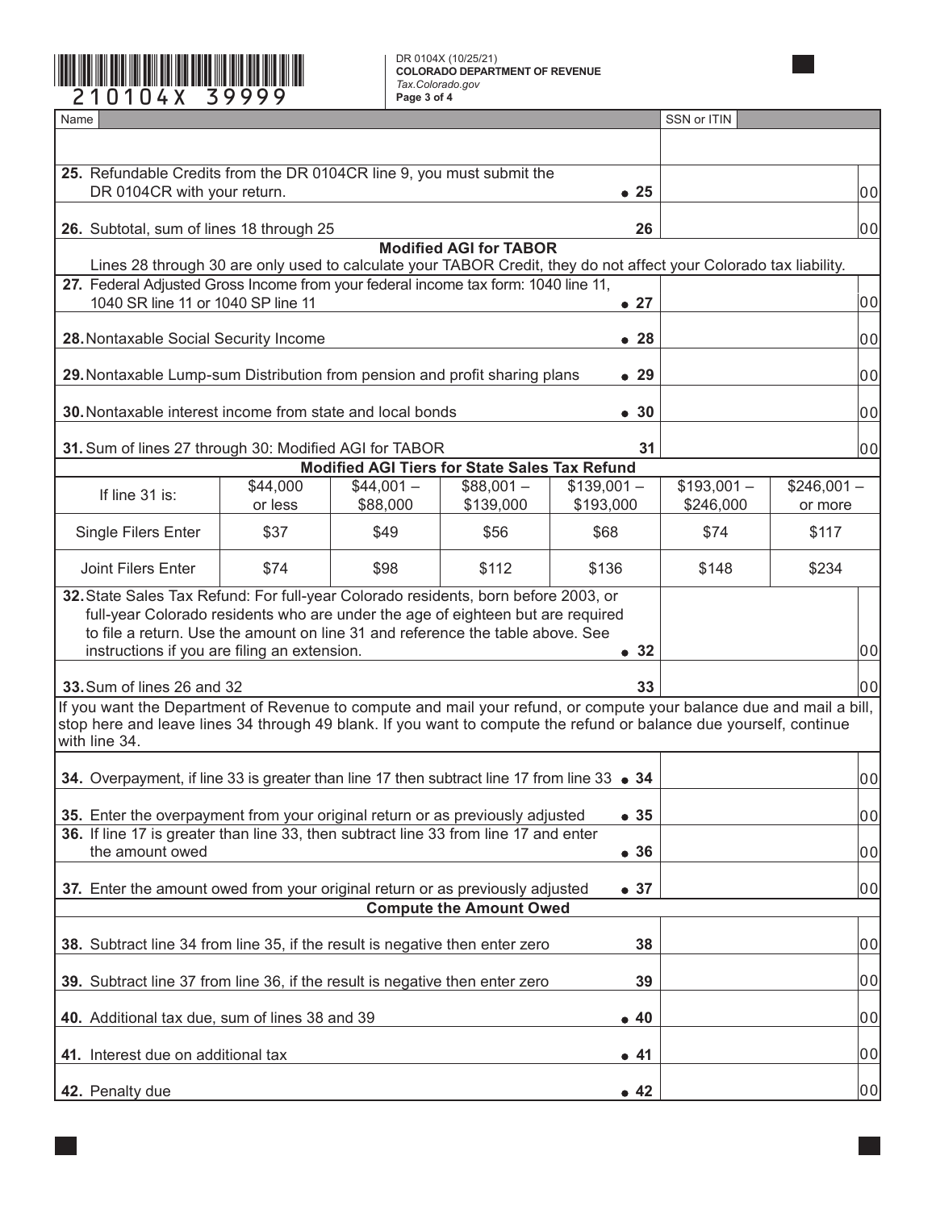210104X 39999

DR 0104X (10/25/21)
**COLORADO DEPARTMENT OF REVENUE**
*Tax.Colorado.gov*
**Page 3 of 4**

| Name | SSN or ITIN |
|---|---|
| | |

| Line | Description | | Amount |
|---|---|---|---|
| **25.** | Refundable Credits from the DR 0104CR line 9, you must submit the DR 0104CR with your return. | ● 25 | 00 |
| **26.** | Subtotal, sum of lines 18 through 25 | 26 | 00 |

**Modified AGI for TABOR**

Lines 28 through 30 are only used to calculate your TABOR Credit, they do not affect your Colorado tax liability.

| Line | Description | | Amount |
|---|---|---|---|
| **27.** | Federal Adjusted Gross Income from your federal income tax form: 1040 line 11, 1040 SR line 11 or 1040 SP line 11 | ● 27 | 00 |
| **28.** | Nontaxable Social Security Income | ● 28 | 00 |
| **29.** | Nontaxable Lump-sum Distribution from pension and profit sharing plans | ● 29 | 00 |
| **30.** | Nontaxable interest income from state and local bonds | ● 30 | 00 |
| **31.** | Sum of lines 27 through 30: Modified AGI for TABOR | 31 | 00 |

**Modified AGI Tiers for State Sales Tax Refund**

| If line 31 is: | $44,000 or less | $44,001 – $88,000 | $88,001 – $139,000 | $139,001 – $193,000 | $193,001 – $246,000 | $246,001 – or more |
|---|---|---|---|---|---|---|
| Single Filers Enter | $37 | $49 | $56 | $68 | $74 | $117 |
| Joint Filers Enter | $74 | $98 | $112 | $136 | $148 | $234 |

| Line | Description | | Amount |
|---|---|---|---|
| **32.** | State Sales Tax Refund: For full-year Colorado residents, born before 2003, or full-year Colorado residents who are under the age of eighteen but are required to file a return. Use the amount on line 31 and reference the table above. See instructions if you are filing an extension. | ● 32 | 00 |
| **33.** | Sum of lines 26 and 32 | 33 | 00 |

If you want the Department of Revenue to compute and mail your refund, or compute your balance due and mail a bill, stop here and leave lines 34 through 49 blank. If you want to compute the refund or balance due yourself, continue with line 34.

| Line | Description | | Amount |
|---|---|---|---|
| **34.** | Overpayment, if line 33 is greater than line 17 then subtract line 17 from line 33 | ● 34 | 00 |
| **35.** | Enter the overpayment from your original return or as previously adjusted | ● 35 | 00 |
| **36.** | If line 17 is greater than line 33, then subtract line 33 from line 17 and enter the amount owed | ● 36 | 00 |
| **37.** | Enter the amount owed from your original return or as previously adjusted | ● 37 | 00 |

**Compute the Amount Owed**

| Line | Description | | Amount |
|---|---|---|---|
| **38.** | Subtract line 34 from line 35, if the result is negative then enter zero | 38 | 00 |
| **39.** | Subtract line 37 from line 36, if the result is negative then enter zero | 39 | 00 |
| **40.** | Additional tax due, sum of lines 38 and 39 | ● 40 | 00 |
| **41.** | Interest due on additional tax | ● 41 | 00 |
| **42.** | Penalty due | ● 42 | 00 |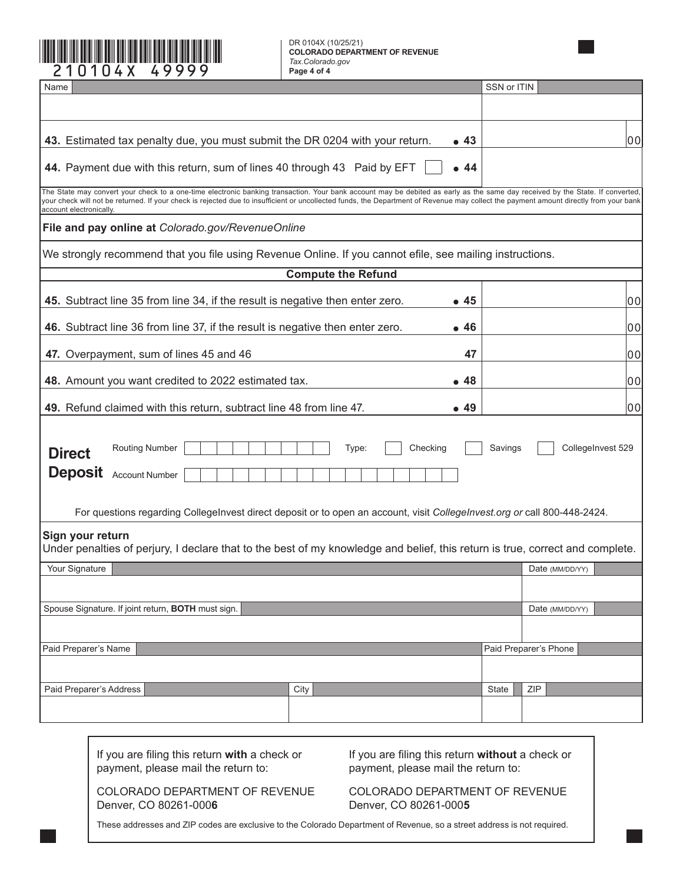210104X 49999

DR 0104X (10/25/21)
**COLORADO DEPARTMENT OF REVENUE**
*Tax.Colorado.gov*
**Page 4 of 4**

| Name | SSN or ITIN |
|---|---|
| | |

| | | | |
|---|---|---|---|
| **43.** Estimated tax penalty due, you must submit the DR 0204 with your return. | ● 43 | | 00 |
| **44.** Payment due with this return, sum of lines 40 through 43 Paid by EFT ☐ | ● 44 | | |

The State may convert your check to a one-time electronic banking transaction. Your bank account may be debited as early as the same day received by the State. If converted, your check will not be returned. If your check is rejected due to insufficient or uncollected funds, the Department of Revenue may collect the payment amount directly from your bank account electronically.

**File and pay online at** ***Colorado.gov/RevenueOnline***

We strongly recommend that you file using Revenue Online. If you cannot efile, see mailing instructions.

**Compute the Refund**

| | | | |
|---|---|---|---|
| **45.** Subtract line 35 from line 34, if the result is negative then enter zero. | ● 45 | | 00 |
| **46.** Subtract line 36 from line 37, if the result is negative then enter zero. | ● 46 | | 00 |
| **47.** Overpayment, sum of lines 45 and 46 | 47 | | 00 |
| **48.** Amount you want credited to 2022 estimated tax. | ● 48 | | 00 |
| **49.** Refund claimed with this return, subtract line 48 from line 47. | ● 49 | | 00 |

**Direct Deposit**

Routing Number ☐☐☐☐☐☐☐☐☐ Type: ☐ Checking ☐ Savings ☐ CollegeInvest 529

Account Number ☐☐☐☐☐☐☐☐☐☐☐☐☐☐☐☐☐

For questions regarding CollegeInvest direct deposit or to open an account, visit *CollegeInvest.org or* call 800-448-2424.

**Sign your return**

Under penalties of perjury, I declare that to the best of my knowledge and belief, this return is true, correct and complete.

| Your Signature | Date (MM/DD/YY) |
|---|---|
| | |

| Spouse Signature. If joint return, **BOTH** must sign. | Date (MM/DD/YY) |
|---|---|
| | |

| Paid Preparer's Name | Paid Preparer's Phone |
|---|---|
| | |

| Paid Preparer's Address | City | State | ZIP |
|---|---|---|---|
| | | | |

If you are filing this return **with** a check or payment, please mail the return to:

COLORADO DEPARTMENT OF REVENUE
Denver, CO 80261-000**6**

If you are filing this return **without** a check or payment, please mail the return to:

COLORADO DEPARTMENT OF REVENUE
Denver, CO 80261-000**5**

These addresses and ZIP codes are exclusive to the Colorado Department of Revenue, so a street address is not required.